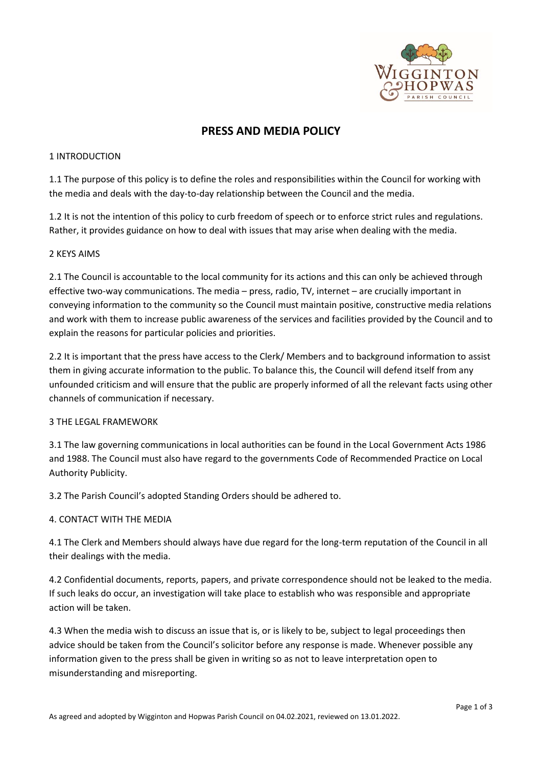# PRESS AND MEDIA POLICY

## 1 INTRODUCTION

1.1 The purpose of this policy is to define the roles and responsibilities within the Council for working with the media and deals with the day-to-day relationship between the Council and the media.

1.2 It is not the intention of this policy to curb freedom of speech or to enforce strict rules and regulations. Rather, it provides guidance on how to deal with issues that may arise when dealing with the media.

## 2 KEYS AIMS

2.1 The Council is accountable to the local community for its actions and this can only be achieved through effective two-way communications. The media – press, radio, TV, internet – are crucially important in conveying information to the community so the Council must maintain positive, constructive media relations and work with them to increase public awareness of the services and facilities provided by the Council and to explain the reasons for particular policies and priorities.

2.2 It is important that the press have access to the Clerk/ Members and to background information to assist them in giving accurate information to the public. To balance this, the Council will defend itself from any unfounded criticism and will ensure that the public are properly informed of all the relevant facts using other channels of communication if necessary.

## 3 THE LEGAL FRAMEWORK

3.1 The law governing communications in local authorities can be found in the Local Government Acts 1986 and 1988. The Council must also have regard to the governments Code of Recommended Practice on Local Authority Publicity.

3.2 The Parish Council's adopted Standing Orders should be adhered to.

## 4. CONTACT WITH THE MEDIA

4.1 The Clerk and Members should always have due regard for the long-term reputation of the Council in all their dealings with the media.

4.2 Confidential documents, reports, papers, and private correspondence should not be leaked to the media. If such leaks do occur, an investigation will take place to establish who was responsible and appropriate action will be taken.

4.3 When the media wish to discuss an issue that is, or is likely to be, subject to legal proceedings then advice should be taken from the Council's solicitor before any response is made. Whenever possible any information given to the press shall be given in writing so as not to leave interpretation open to misunderstanding and misreporting.

As agreed and adopted by Wigginton and Hopwas Parish Council on 04.02.2021, reviewed on 13.01.2022.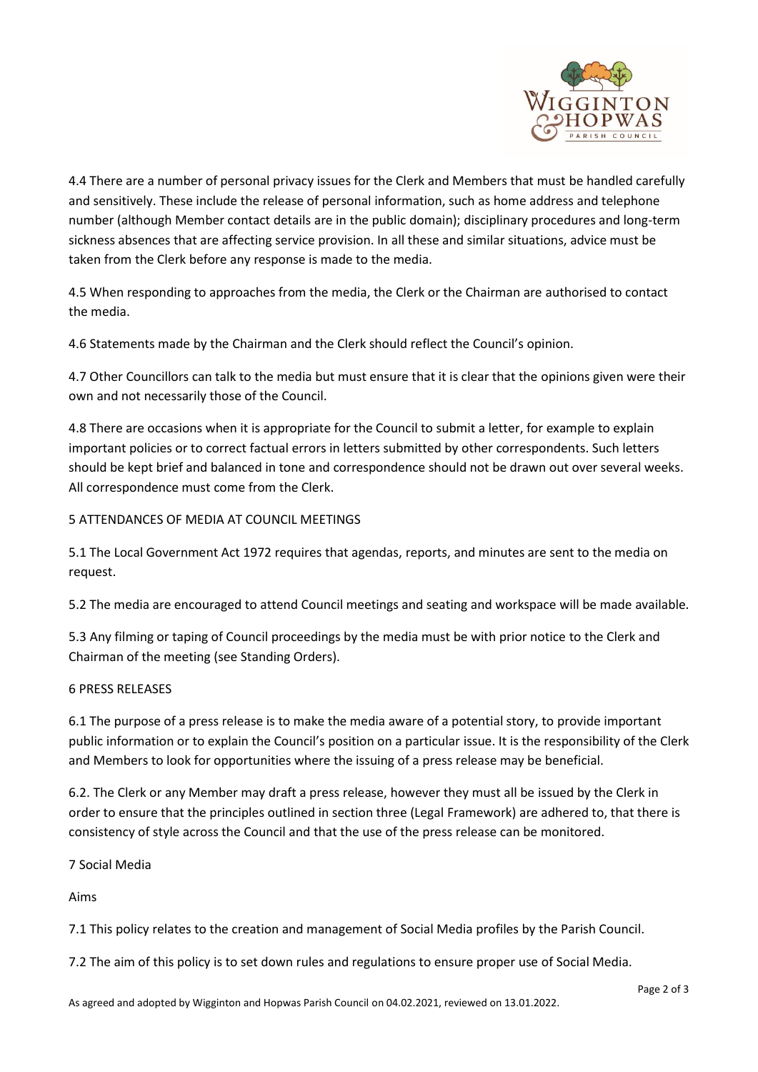4.4 There are a number of personal privacy issues for the Clerk and Members that must be handled carefully and sensitively. These include the release of personal information, such as home address and telephone number (although Member contact details are in the public domain); disciplinary procedures and long-term sickness absences that are affecting service provision. In all these and similar situations, advice must be taken from the Clerk before any response is made to the media.

4.5 When responding to approaches from the media, the Clerk or the Chairman are authorised to contact the media.

4.6 Statements made by the Chairman and the Clerk should reflect the Council's opinion.

4.7 Other Councillors can talk to the media but must ensure that it is clear that the opinions given were their own and not necessarily those of the Council.

4.8 There are occasions when it is appropriate for the Council to submit a letter, for example to explain important policies or to correct factual errors in letters submitted by other correspondents. Such letters should be kept brief and balanced in tone and correspondence should not be drawn out over several weeks. All correspondence must come from the Clerk.

## 5 ATTENDANCES OF MEDIA AT COUNCIL MEETINGS

5.1 The Local Government Act 1972 requires that agendas, reports, and minutes are sent to the media on request.

5.2 The media are encouraged to attend Council meetings and seating and workspace will be made available.

5.3 Any filming or taping of Council proceedings by the media must be with prior notice to the Clerk and Chairman of the meeting (see Standing Orders).

## 6 PRESS RELEASES

6.1 The purpose of a press release is to make the media aware of a potential story, to provide important public information or to explain the Council's position on a particular issue. It is the responsibility of the Clerk and Members to look for opportunities where the issuing of a press release may be beneficial.

6.2. The Clerk or any Member may draft a press release, however they must all be issued by the Clerk in order to ensure that the principles outlined in section three (Legal Framework) are adhered to, that there is consistency of style across the Council and that the use of the press release can be monitored.

## 7 Social Media

### Aims

7.1 This policy relates to the creation and management of Social Media profiles by the Parish Council.

7.2 The aim of this policy is to set down rules and regulations to ensure proper use of Social Media.

As agreed and adopted by Wigginton and Hopwas Parish Council on 04.02.2021, reviewed on 13.01.2022.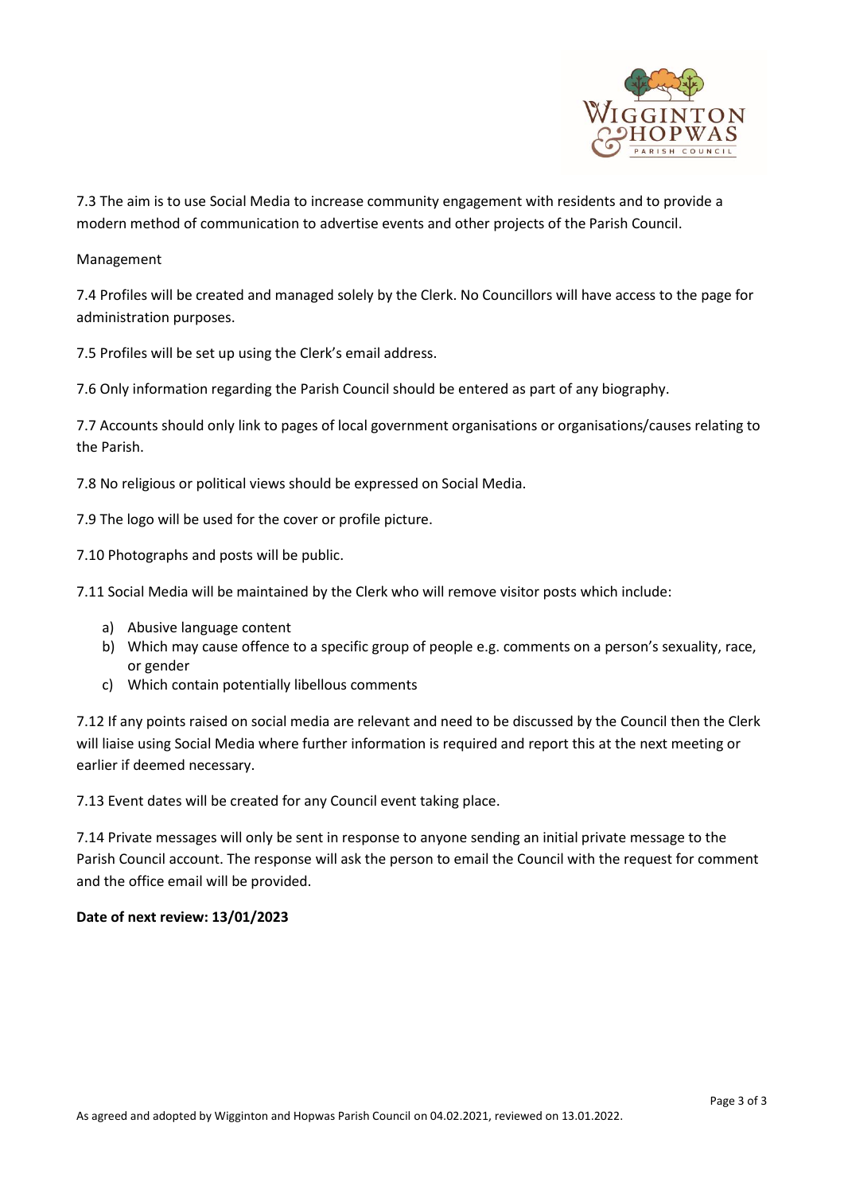7.3 The aim is to use Social Media to increase community engagement with residents and to provide a modern method of communication to advertise events and other projects of the Parish Council.

Management

7.4 Profiles will be created and managed solely by the Clerk. No Councillors will have access to the page for administration purposes.

7.5 Profiles will be set up using the Clerk's email address.

7.6 Only information regarding the Parish Council should be entered as part of any biography.

7.7 Accounts should only link to pages of local government organisations or organisations/causes relating to the Parish.

7.8 No religious or political views should be expressed on Social Media.

7.9 The logo will be used for the cover or profile picture.

7.10 Photographs and posts will be public.

7.11 Social Media will be maintained by the Clerk who will remove visitor posts which include:

a) Abusive language content
b) Which may cause offence to a specific group of people e.g. comments on a person's sexuality, race, or gender
c) Which contain potentially libellous comments

7.12 If any points raised on social media are relevant and need to be discussed by the Council then the Clerk will liaise using Social Media where further information is required and report this at the next meeting or earlier if deemed necessary.

7.13 Event dates will be created for any Council event taking place.

7.14 Private messages will only be sent in response to anyone sending an initial private message to the Parish Council account. The response will ask the person to email the Council with the request for comment and the office email will be provided.

**Date of next review: 13/01/2023**

As agreed and adopted by Wigginton and Hopwas Parish Council on 04.02.2021, reviewed on 13.01.2022.